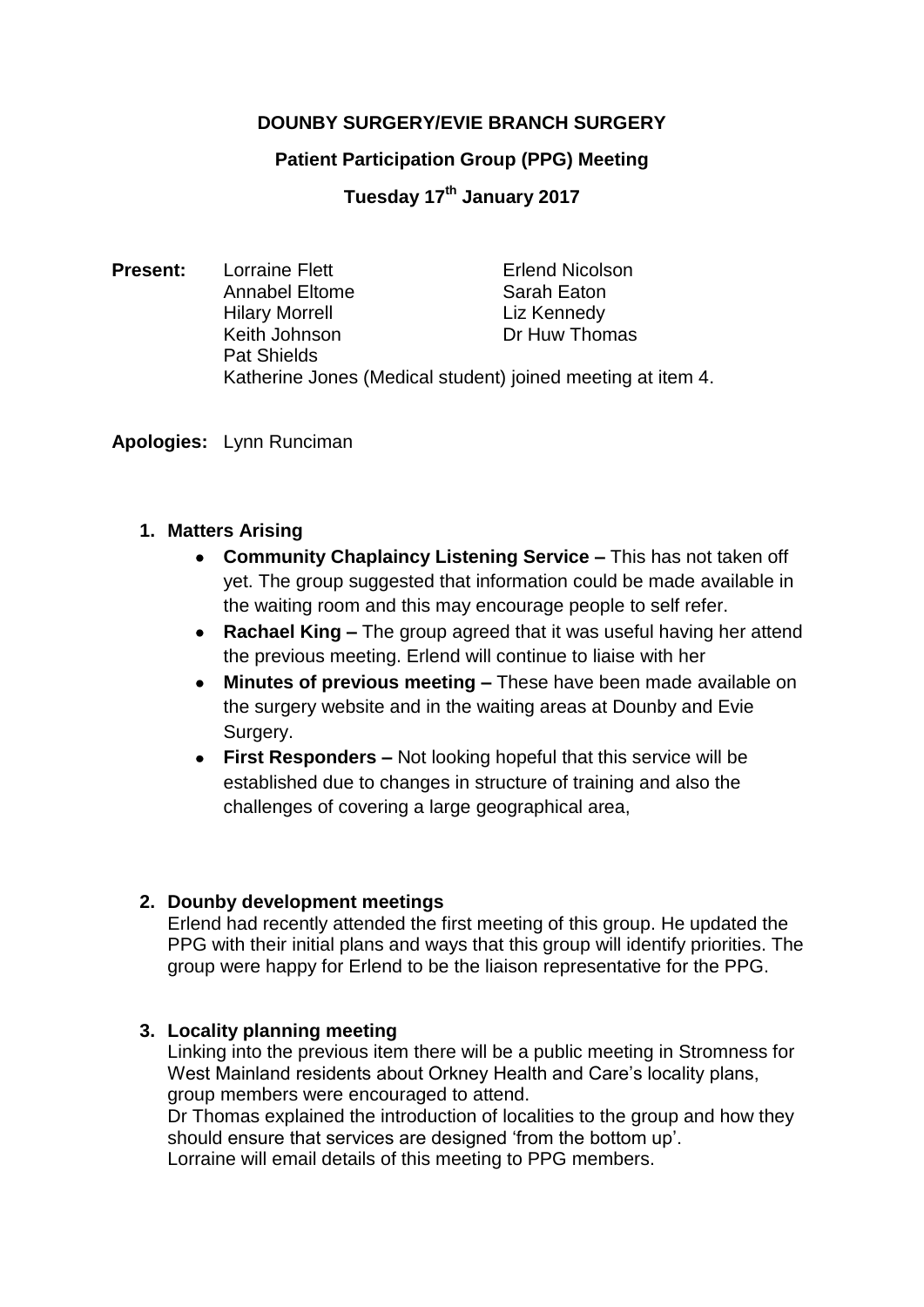**DOUNBY SURGERY/EVIE BRANCH SURGERY**

**Patient Participation Group (PPG) Meeting**

**Tuesday 17th January 2017**

**Present:** Lorraine Flett, Erlend Nicolson, Annabel Eltome, Sarah Eaton, Hilary Morrell, Liz Kennedy, Keith Johnson, Dr Huw Thomas, Pat Shields

Katherine Jones (Medical student) joined meeting at item 4.

**Apologies:** Lynn Runciman

1. **Matters Arising**
   - **Community Chaplaincy Listening Service –** This has not taken off yet. The group suggested that information could be made available in the waiting room and this may encourage people to self refer.
   - **Rachael King –** The group agreed that it was useful having her attend the previous meeting. Erlend will continue to liaise with her
   - **Minutes of previous meeting –** These have been made available on the surgery website and in the waiting areas at Dounby and Evie Surgery.
   - **First Responders –** Not looking hopeful that this service will be established due to changes in structure of training and also the challenges of covering a large geographical area,

2. **Dounby development meetings**

   Erlend had recently attended the first meeting of this group. He updated the PPG with their initial plans and ways that this group will identify priorities. The group were happy for Erlend to be the liaison representative for the PPG.

3. **Locality planning meeting**

   Linking into the previous item there will be a public meeting in Stromness for West Mainland residents about Orkney Health and Care's locality plans, group members were encouraged to attend.

   Dr Thomas explained the introduction of localities to the group and how they should ensure that services are designed 'from the bottom up'.

   Lorraine will email details of this meeting to PPG members.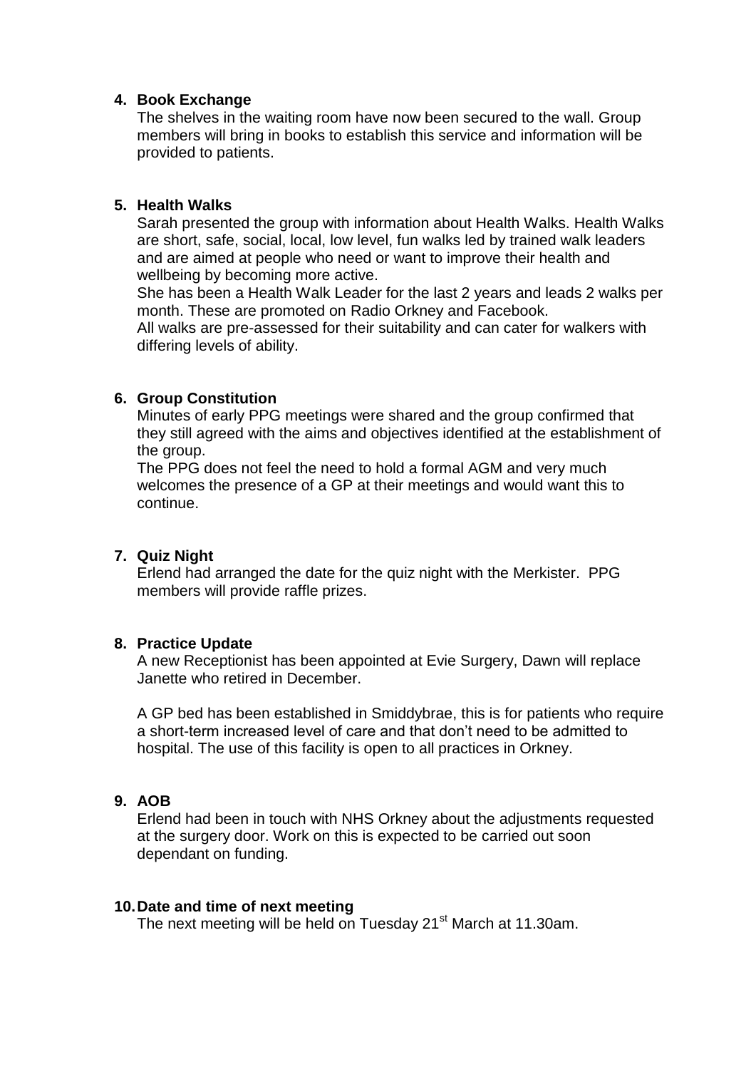4. **Book Exchange**

   The shelves in the waiting room have now been secured to the wall. Group members will bring in books to establish this service and information will be provided to patients.

5. **Health Walks**

   Sarah presented the group with information about Health Walks. Health Walks are short, safe, social, local, low level, fun walks led by trained walk leaders and are aimed at people who need or want to improve their health and wellbeing by becoming more active.

   She has been a Health Walk Leader for the last 2 years and leads 2 walks per month. These are promoted on Radio Orkney and Facebook.

   All walks are pre-assessed for their suitability and can cater for walkers with differing levels of ability.

6. **Group Constitution**

   Minutes of early PPG meetings were shared and the group confirmed that they still agreed with the aims and objectives identified at the establishment of the group.

   The PPG does not feel the need to hold a formal AGM and very much welcomes the presence of a GP at their meetings and would want this to continue.

7. **Quiz Night**

   Erlend had arranged the date for the quiz night with the Merkister. PPG members will provide raffle prizes.

8. **Practice Update**

   A new Receptionist has been appointed at Evie Surgery, Dawn will replace Janette who retired in December.

   A GP bed has been established in Smiddybrae, this is for patients who require a short-term increased level of care and that don't need to be admitted to hospital. The use of this facility is open to all practices in Orkney.

9. **AOB**

   Erlend had been in touch with NHS Orkney about the adjustments requested at the surgery door. Work on this is expected to be carried out soon dependant on funding.

10. **Date and time of next meeting**

    The next meeting will be held on Tuesday 21st March at 11.30am.